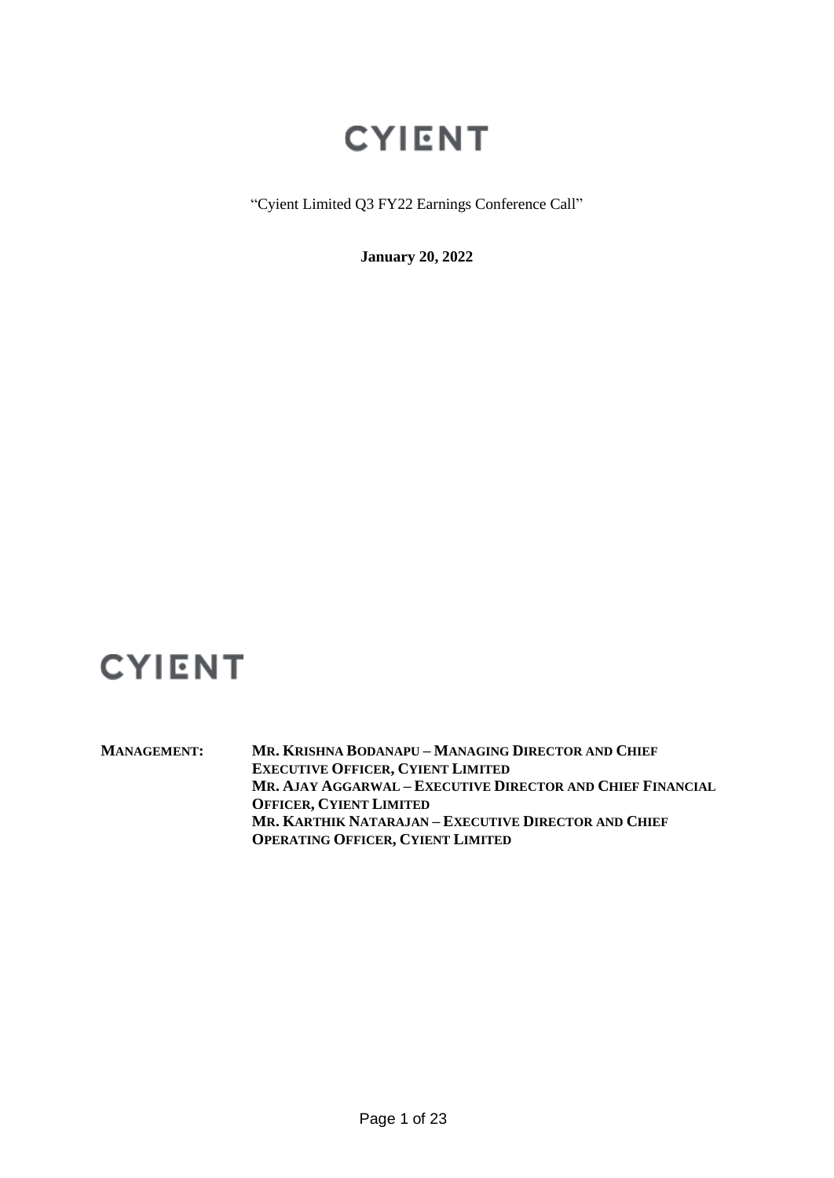# CYIENT

"Cyient Limited Q3 FY22 Earnings Conference Call"

**January 20, 2022**

**CYIENT**

**MANAGEMENT:** **MR. KRISHNA BODANAPU – MANAGING DIRECTOR AND CHIEF EXECUTIVE OFFICER, CYIENT LIMITED**
**MR. AJAY AGGARWAL – EXECUTIVE DIRECTOR AND CHIEF FINANCIAL OFFICER, CYIENT LIMITED**
**MR. KARTHIK NATARAJAN – EXECUTIVE DIRECTOR AND CHIEF OPERATING OFFICER, CYIENT LIMITED**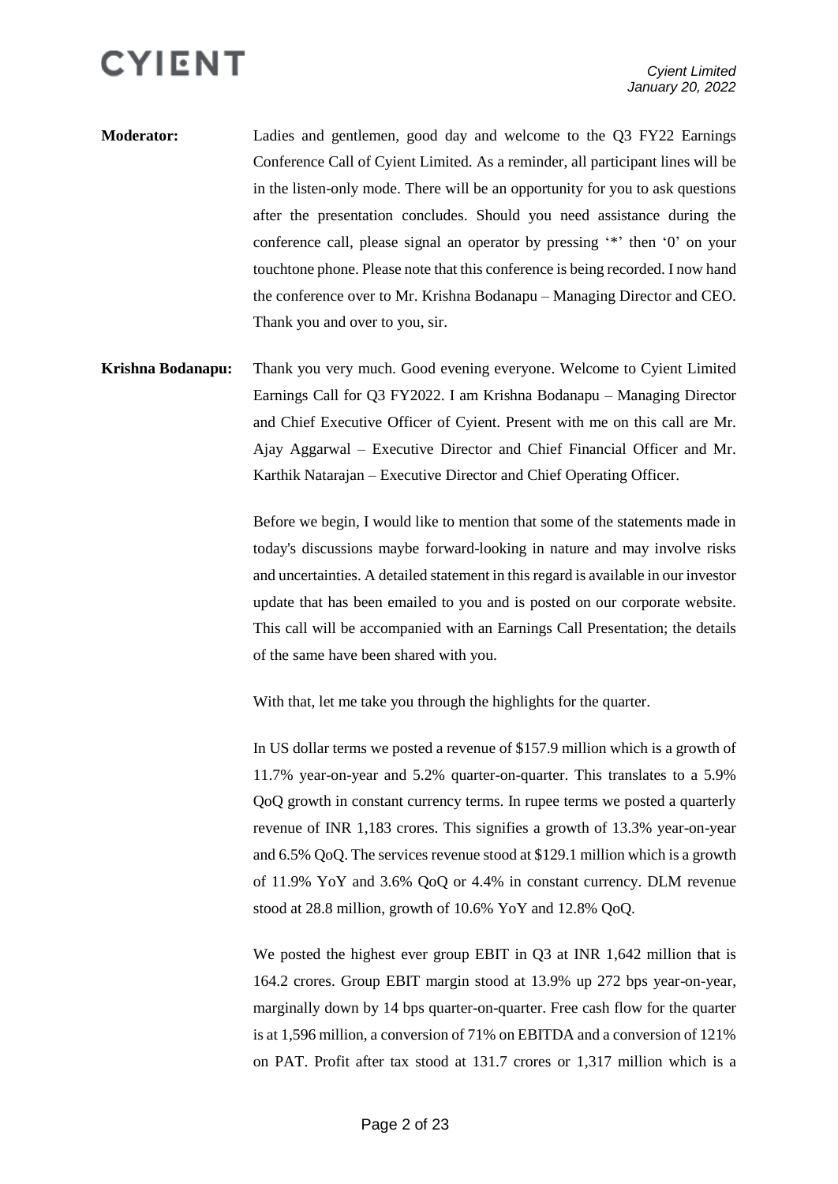**Moderator:** Ladies and gentlemen, good day and welcome to the Q3 FY22 Earnings Conference Call of Cyient Limited. As a reminder, all participant lines will be in the listen-only mode. There will be an opportunity for you to ask questions after the presentation concludes. Should you need assistance during the conference call, please signal an operator by pressing '*' then '0' on your touchtone phone. Please note that this conference is being recorded. I now hand the conference over to Mr. Krishna Bodanapu – Managing Director and CEO. Thank you and over to you, sir.

**Krishna Bodanapu:** Thank you very much. Good evening everyone. Welcome to Cyient Limited Earnings Call for Q3 FY2022. I am Krishna Bodanapu – Managing Director and Chief Executive Officer of Cyient. Present with me on this call are Mr. Ajay Aggarwal – Executive Director and Chief Financial Officer and Mr. Karthik Natarajan – Executive Director and Chief Operating Officer.

Before we begin, I would like to mention that some of the statements made in today's discussions maybe forward-looking in nature and may involve risks and uncertainties. A detailed statement in this regard is available in our investor update that has been emailed to you and is posted on our corporate website. This call will be accompanied with an Earnings Call Presentation; the details of the same have been shared with you.

With that, let me take you through the highlights for the quarter.

In US dollar terms we posted a revenue of $157.9 million which is a growth of 11.7% year-on-year and 5.2% quarter-on-quarter. This translates to a 5.9% QoQ growth in constant currency terms. In rupee terms we posted a quarterly revenue of INR 1,183 crores. This signifies a growth of 13.3% year-on-year and 6.5% QoQ. The services revenue stood at $129.1 million which is a growth of 11.9% YoY and 3.6% QoQ or 4.4% in constant currency. DLM revenue stood at 28.8 million, growth of 10.6% YoY and 12.8% QoQ.

We posted the highest ever group EBIT in Q3 at INR 1,642 million that is 164.2 crores. Group EBIT margin stood at 13.9% up 272 bps year-on-year, marginally down by 14 bps quarter-on-quarter. Free cash flow for the quarter is at 1,596 million, a conversion of 71% on EBITDA and a conversion of 121% on PAT. Profit after tax stood at 131.7 crores or 1,317 million which is a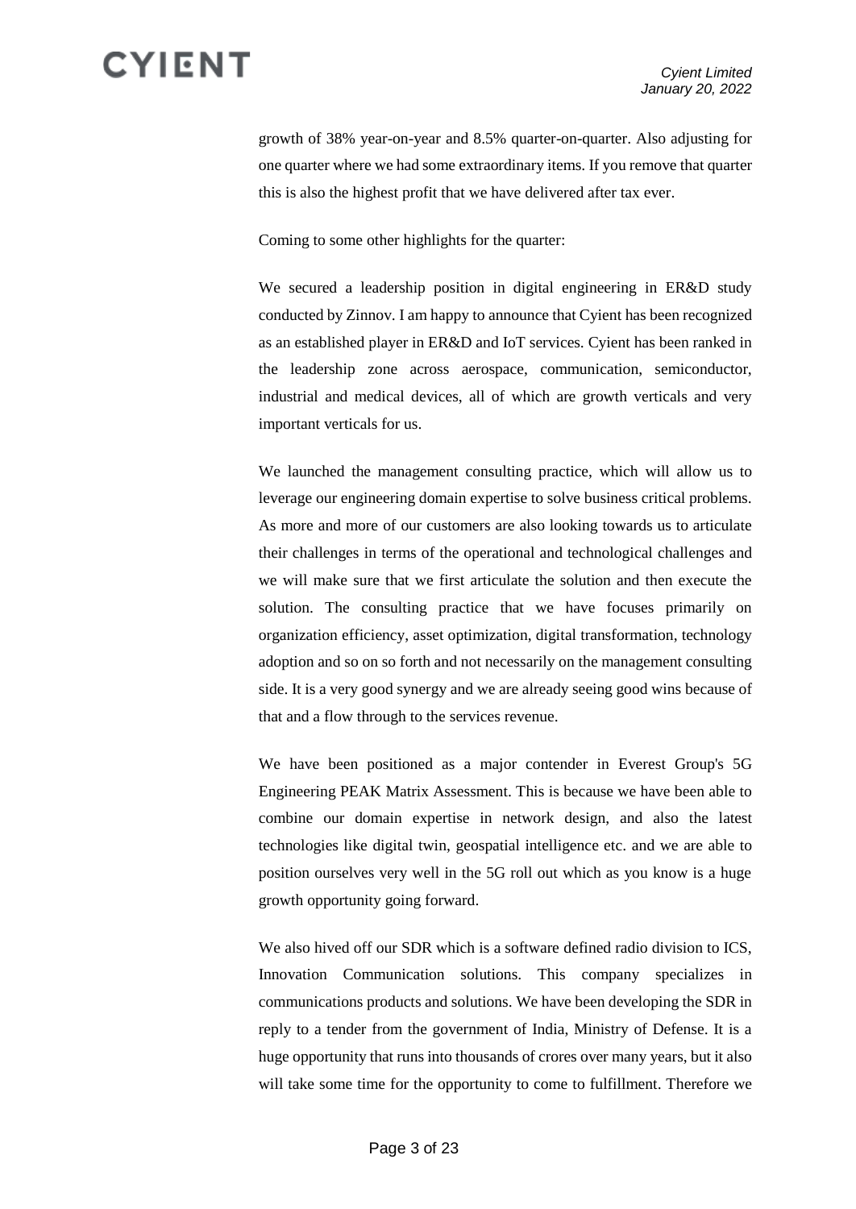growth of 38% year-on-year and 8.5% quarter-on-quarter. Also adjusting for one quarter where we had some extraordinary items. If you remove that quarter this is also the highest profit that we have delivered after tax ever.

Coming to some other highlights for the quarter:

We secured a leadership position in digital engineering in ER&D study conducted by Zinnov. I am happy to announce that Cyient has been recognized as an established player in ER&D and IoT services. Cyient has been ranked in the leadership zone across aerospace, communication, semiconductor, industrial and medical devices, all of which are growth verticals and very important verticals for us.

We launched the management consulting practice, which will allow us to leverage our engineering domain expertise to solve business critical problems. As more and more of our customers are also looking towards us to articulate their challenges in terms of the operational and technological challenges and we will make sure that we first articulate the solution and then execute the solution. The consulting practice that we have focuses primarily on organization efficiency, asset optimization, digital transformation, technology adoption and so on so forth and not necessarily on the management consulting side. It is a very good synergy and we are already seeing good wins because of that and a flow through to the services revenue.

We have been positioned as a major contender in Everest Group's 5G Engineering PEAK Matrix Assessment. This is because we have been able to combine our domain expertise in network design, and also the latest technologies like digital twin, geospatial intelligence etc. and we are able to position ourselves very well in the 5G roll out which as you know is a huge growth opportunity going forward.

We also hived off our SDR which is a software defined radio division to ICS, Innovation Communication solutions. This company specializes in communications products and solutions. We have been developing the SDR in reply to a tender from the government of India, Ministry of Defense. It is a huge opportunity that runs into thousands of crores over many years, but it also will take some time for the opportunity to come to fulfillment. Therefore we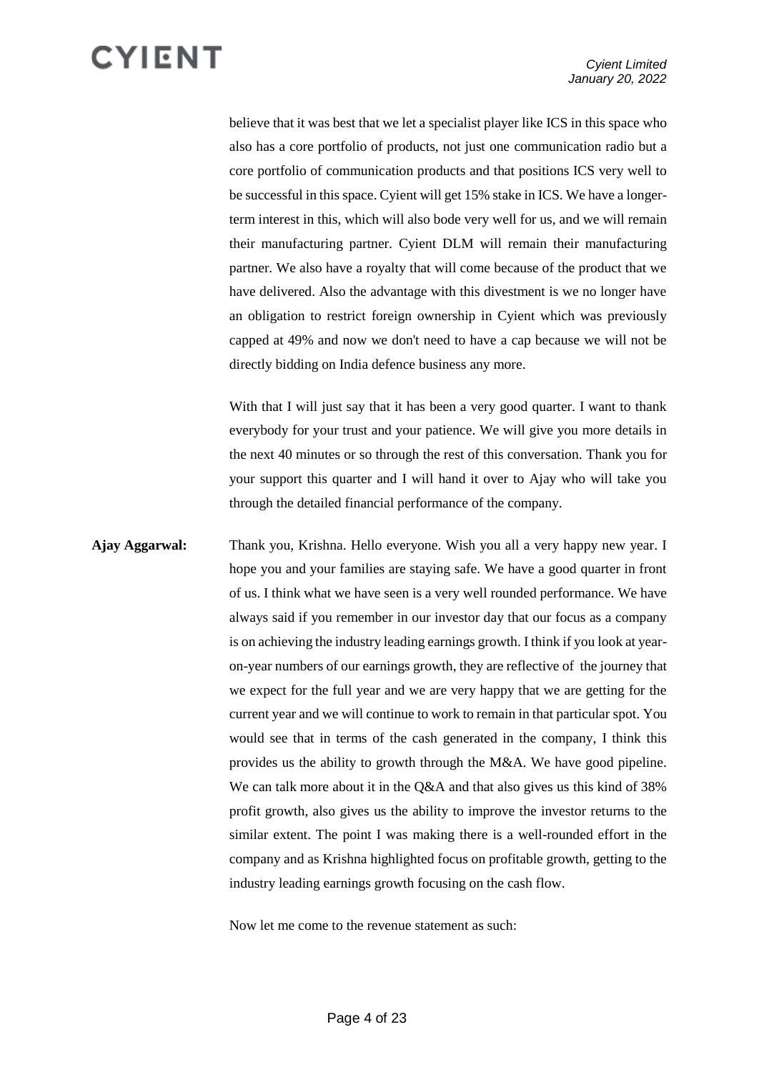believe that it was best that we let a specialist player like ICS in this space who also has a core portfolio of products, not just one communication radio but a core portfolio of communication products and that positions ICS very well to be successful in this space. Cyient will get 15% stake in ICS. We have a longer-term interest in this, which will also bode very well for us, and we will remain their manufacturing partner. Cyient DLM will remain their manufacturing partner. We also have a royalty that will come because of the product that we have delivered. Also the advantage with this divestment is we no longer have an obligation to restrict foreign ownership in Cyient which was previously capped at 49% and now we don't need to have a cap because we will not be directly bidding on India defence business any more.

With that I will just say that it has been a very good quarter. I want to thank everybody for your trust and your patience. We will give you more details in the next 40 minutes or so through the rest of this conversation. Thank you for your support this quarter and I will hand it over to Ajay who will take you through the detailed financial performance of the company.

**Ajay Aggarwal:** Thank you, Krishna. Hello everyone. Wish you all a very happy new year. I hope you and your families are staying safe. We have a good quarter in front of us. I think what we have seen is a very well rounded performance. We have always said if you remember in our investor day that our focus as a company is on achieving the industry leading earnings growth. I think if you look at year-on-year numbers of our earnings growth, they are reflective of the journey that we expect for the full year and we are very happy that we are getting for the current year and we will continue to work to remain in that particular spot. You would see that in terms of the cash generated in the company, I think this provides us the ability to growth through the M&A. We have good pipeline. We can talk more about it in the Q&A and that also gives us this kind of 38% profit growth, also gives us the ability to improve the investor returns to the similar extent. The point I was making there is a well-rounded effort in the company and as Krishna highlighted focus on profitable growth, getting to the industry leading earnings growth focusing on the cash flow.

Now let me come to the revenue statement as such: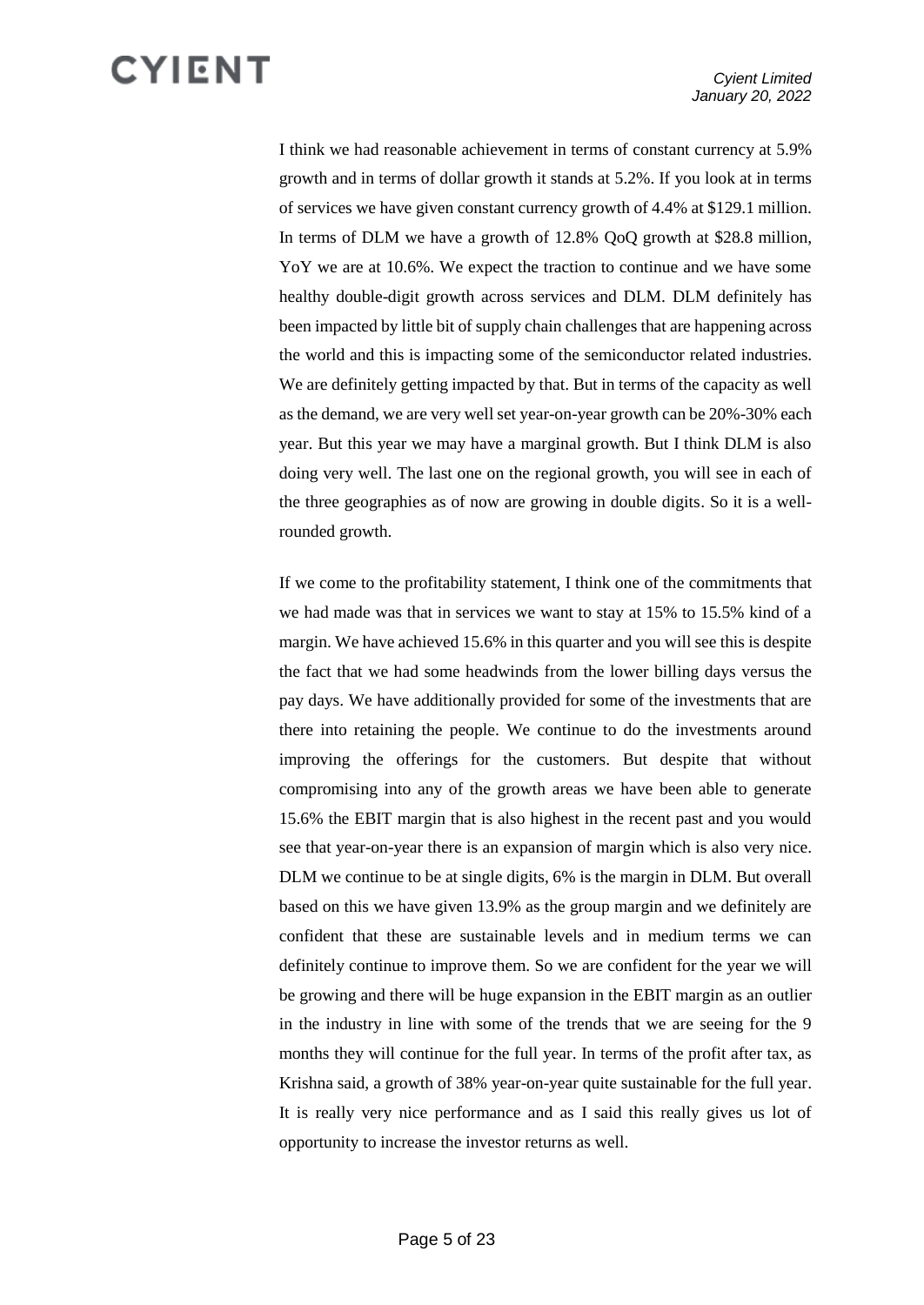I think we had reasonable achievement in terms of constant currency at 5.9% growth and in terms of dollar growth it stands at 5.2%. If you look at in terms of services we have given constant currency growth of 4.4% at $129.1 million. In terms of DLM we have a growth of 12.8% QoQ growth at $28.8 million, YoY we are at 10.6%. We expect the traction to continue and we have some healthy double-digit growth across services and DLM. DLM definitely has been impacted by little bit of supply chain challenges that are happening across the world and this is impacting some of the semiconductor related industries. We are definitely getting impacted by that. But in terms of the capacity as well as the demand, we are very well set year-on-year growth can be 20%-30% each year. But this year we may have a marginal growth. But I think DLM is also doing very well. The last one on the regional growth, you will see in each of the three geographies as of now are growing in double digits. So it is a well-rounded growth.

If we come to the profitability statement, I think one of the commitments that we had made was that in services we want to stay at 15% to 15.5% kind of a margin. We have achieved 15.6% in this quarter and you will see this is despite the fact that we had some headwinds from the lower billing days versus the pay days. We have additionally provided for some of the investments that are there into retaining the people. We continue to do the investments around improving the offerings for the customers. But despite that without compromising into any of the growth areas we have been able to generate 15.6% the EBIT margin that is also highest in the recent past and you would see that year-on-year there is an expansion of margin which is also very nice. DLM we continue to be at single digits, 6% is the margin in DLM. But overall based on this we have given 13.9% as the group margin and we definitely are confident that these are sustainable levels and in medium terms we can definitely continue to improve them. So we are confident for the year we will be growing and there will be huge expansion in the EBIT margin as an outlier in the industry in line with some of the trends that we are seeing for the 9 months they will continue for the full year. In terms of the profit after tax, as Krishna said, a growth of 38% year-on-year quite sustainable for the full year. It is really very nice performance and as I said this really gives us lot of opportunity to increase the investor returns as well.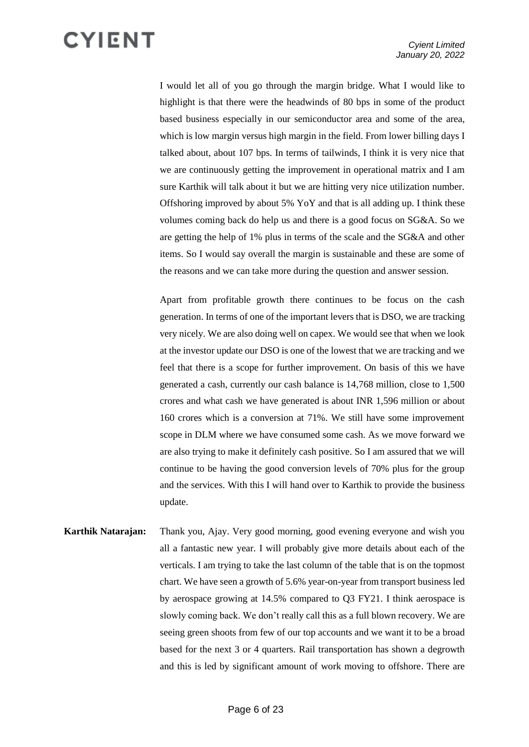I would let all of you go through the margin bridge. What I would like to highlight is that there were the headwinds of 80 bps in some of the product based business especially in our semiconductor area and some of the area, which is low margin versus high margin in the field. From lower billing days I talked about, about 107 bps. In terms of tailwinds, I think it is very nice that we are continuously getting the improvement in operational matrix and I am sure Karthik will talk about it but we are hitting very nice utilization number. Offshoring improved by about 5% YoY and that is all adding up. I think these volumes coming back do help us and there is a good focus on SG&A. So we are getting the help of 1% plus in terms of the scale and the SG&A and other items. So I would say overall the margin is sustainable and these are some of the reasons and we can take more during the question and answer session.

Apart from profitable growth there continues to be focus on the cash generation. In terms of one of the important levers that is DSO, we are tracking very nicely. We are also doing well on capex. We would see that when we look at the investor update our DSO is one of the lowest that we are tracking and we feel that there is a scope for further improvement. On basis of this we have generated a cash, currently our cash balance is 14,768 million, close to 1,500 crores and what cash we have generated is about INR 1,596 million or about 160 crores which is a conversion at 71%. We still have some improvement scope in DLM where we have consumed some cash. As we move forward we are also trying to make it definitely cash positive. So I am assured that we will continue to be having the good conversion levels of 70% plus for the group and the services. With this I will hand over to Karthik to provide the business update.

**Karthik Natarajan:** Thank you, Ajay. Very good morning, good evening everyone and wish you all a fantastic new year. I will probably give more details about each of the verticals. I am trying to take the last column of the table that is on the topmost chart. We have seen a growth of 5.6% year-on-year from transport business led by aerospace growing at 14.5% compared to Q3 FY21. I think aerospace is slowly coming back. We don't really call this as a full blown recovery. We are seeing green shoots from few of our top accounts and we want it to be a broad based for the next 3 or 4 quarters. Rail transportation has shown a degrowth and this is led by significant amount of work moving to offshore. There are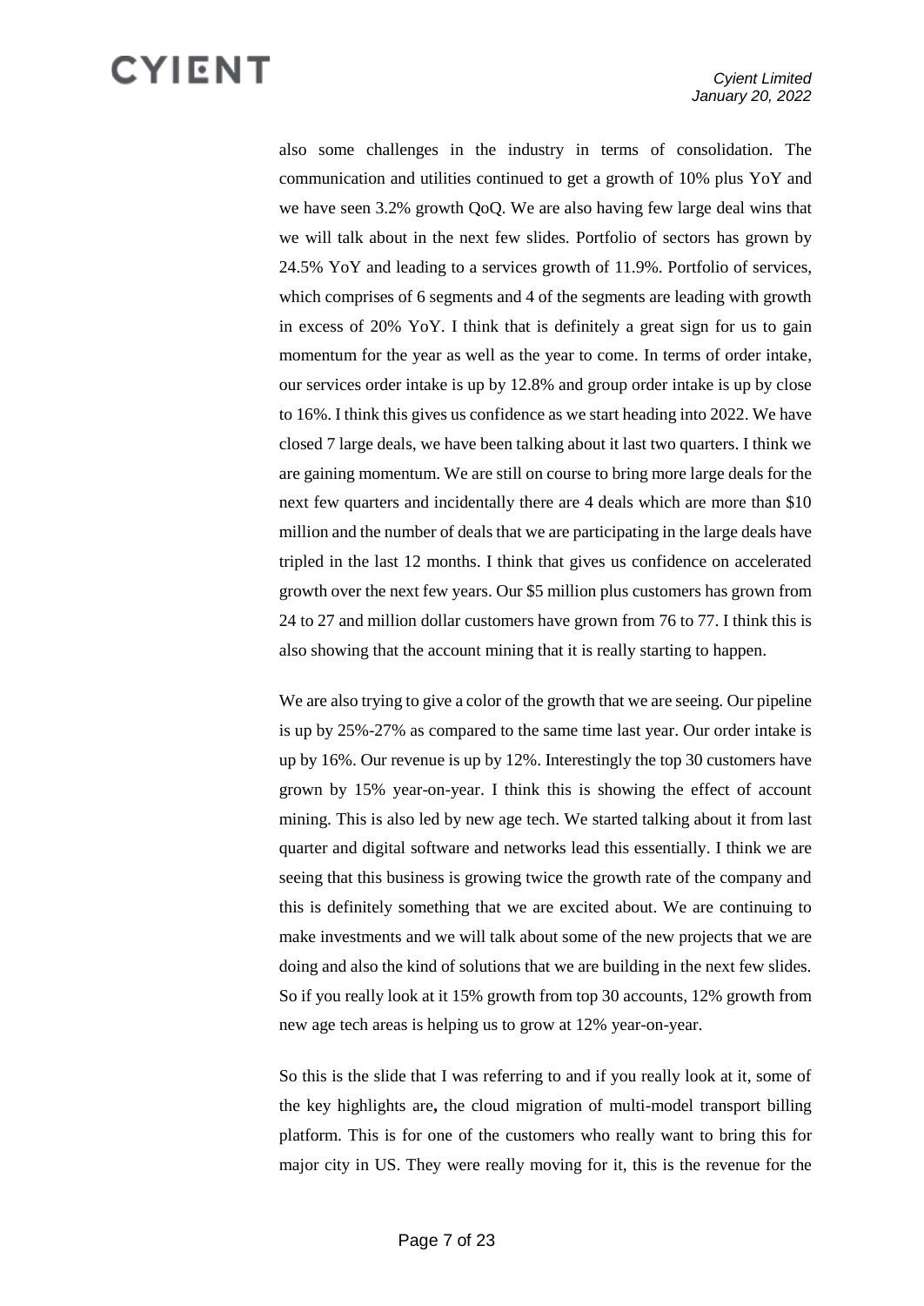also some challenges in the industry in terms of consolidation. The communication and utilities continued to get a growth of 10% plus YoY and we have seen 3.2% growth QoQ. We are also having few large deal wins that we will talk about in the next few slides. Portfolio of sectors has grown by 24.5% YoY and leading to a services growth of 11.9%. Portfolio of services, which comprises of 6 segments and 4 of the segments are leading with growth in excess of 20% YoY. I think that is definitely a great sign for us to gain momentum for the year as well as the year to come. In terms of order intake, our services order intake is up by 12.8% and group order intake is up by close to 16%. I think this gives us confidence as we start heading into 2022. We have closed 7 large deals, we have been talking about it last two quarters. I think we are gaining momentum. We are still on course to bring more large deals for the next few quarters and incidentally there are 4 deals which are more than $10 million and the number of deals that we are participating in the large deals have tripled in the last 12 months. I think that gives us confidence on accelerated growth over the next few years. Our $5 million plus customers has grown from 24 to 27 and million dollar customers have grown from 76 to 77. I think this is also showing that the account mining that it is really starting to happen.

We are also trying to give a color of the growth that we are seeing. Our pipeline is up by 25%-27% as compared to the same time last year. Our order intake is up by 16%. Our revenue is up by 12%. Interestingly the top 30 customers have grown by 15% year-on-year. I think this is showing the effect of account mining. This is also led by new age tech. We started talking about it from last quarter and digital software and networks lead this essentially. I think we are seeing that this business is growing twice the growth rate of the company and this is definitely something that we are excited about. We are continuing to make investments and we will talk about some of the new projects that we are doing and also the kind of solutions that we are building in the next few slides. So if you really look at it 15% growth from top 30 accounts, 12% growth from new age tech areas is helping us to grow at 12% year-on-year.

So this is the slide that I was referring to and if you really look at it, some of the key highlights are**,** the cloud migration of multi-model transport billing platform. This is for one of the customers who really want to bring this for major city in US. They were really moving for it, this is the revenue for the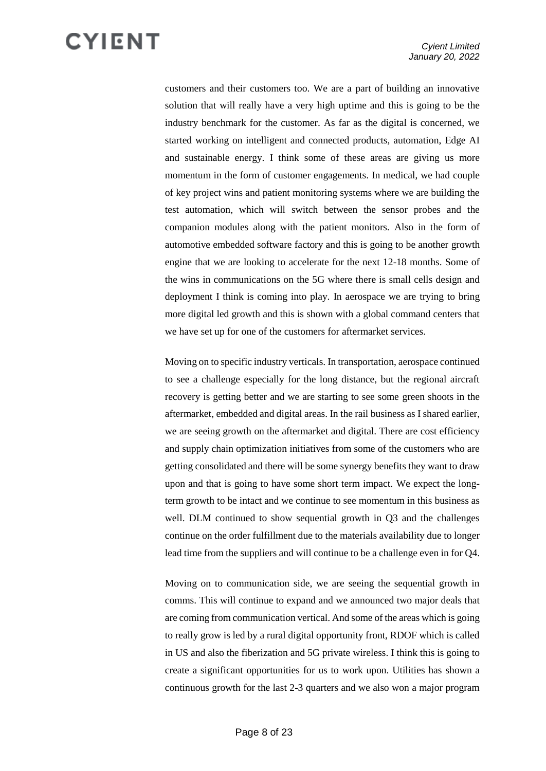customers and their customers too. We are a part of building an innovative solution that will really have a very high uptime and this is going to be the industry benchmark for the customer. As far as the digital is concerned, we started working on intelligent and connected products, automation, Edge AI and sustainable energy. I think some of these areas are giving us more momentum in the form of customer engagements. In medical, we had couple of key project wins and patient monitoring systems where we are building the test automation, which will switch between the sensor probes and the companion modules along with the patient monitors. Also in the form of automotive embedded software factory and this is going to be another growth engine that we are looking to accelerate for the next 12-18 months. Some of the wins in communications on the 5G where there is small cells design and deployment I think is coming into play. In aerospace we are trying to bring more digital led growth and this is shown with a global command centers that we have set up for one of the customers for aftermarket services.

Moving on to specific industry verticals. In transportation, aerospace continued to see a challenge especially for the long distance, but the regional aircraft recovery is getting better and we are starting to see some green shoots in the aftermarket, embedded and digital areas. In the rail business as I shared earlier, we are seeing growth on the aftermarket and digital. There are cost efficiency and supply chain optimization initiatives from some of the customers who are getting consolidated and there will be some synergy benefits they want to draw upon and that is going to have some short term impact. We expect the long-term growth to be intact and we continue to see momentum in this business as well. DLM continued to show sequential growth in Q3 and the challenges continue on the order fulfillment due to the materials availability due to longer lead time from the suppliers and will continue to be a challenge even in for Q4.

Moving on to communication side, we are seeing the sequential growth in comms. This will continue to expand and we announced two major deals that are coming from communication vertical. And some of the areas which is going to really grow is led by a rural digital opportunity front, RDOF which is called in US and also the fiberization and 5G private wireless. I think this is going to create a significant opportunities for us to work upon. Utilities has shown a continuous growth for the last 2-3 quarters and we also won a major program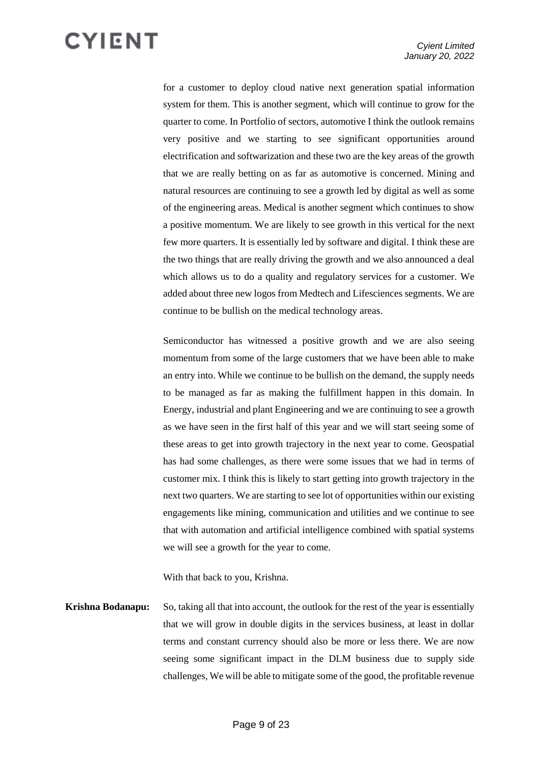for a customer to deploy cloud native next generation spatial information system for them. This is another segment, which will continue to grow for the quarter to come. In Portfolio of sectors, automotive I think the outlook remains very positive and we starting to see significant opportunities around electrification and softwarization and these two are the key areas of the growth that we are really betting on as far as automotive is concerned. Mining and natural resources are continuing to see a growth led by digital as well as some of the engineering areas. Medical is another segment which continues to show a positive momentum. We are likely to see growth in this vertical for the next few more quarters. It is essentially led by software and digital. I think these are the two things that are really driving the growth and we also announced a deal which allows us to do a quality and regulatory services for a customer. We added about three new logos from Medtech and Lifesciences segments. We are continue to be bullish on the medical technology areas.

Semiconductor has witnessed a positive growth and we are also seeing momentum from some of the large customers that we have been able to make an entry into. While we continue to be bullish on the demand, the supply needs to be managed as far as making the fulfillment happen in this domain. In Energy, industrial and plant Engineering and we are continuing to see a growth as we have seen in the first half of this year and we will start seeing some of these areas to get into growth trajectory in the next year to come. Geospatial has had some challenges, as there were some issues that we had in terms of customer mix. I think this is likely to start getting into growth trajectory in the next two quarters. We are starting to see lot of opportunities within our existing engagements like mining, communication and utilities and we continue to see that with automation and artificial intelligence combined with spatial systems we will see a growth for the year to come.

With that back to you, Krishna.

**Krishna Bodanapu:** So, taking all that into account, the outlook for the rest of the year is essentially that we will grow in double digits in the services business, at least in dollar terms and constant currency should also be more or less there. We are now seeing some significant impact in the DLM business due to supply side challenges, We will be able to mitigate some of the good, the profitable revenue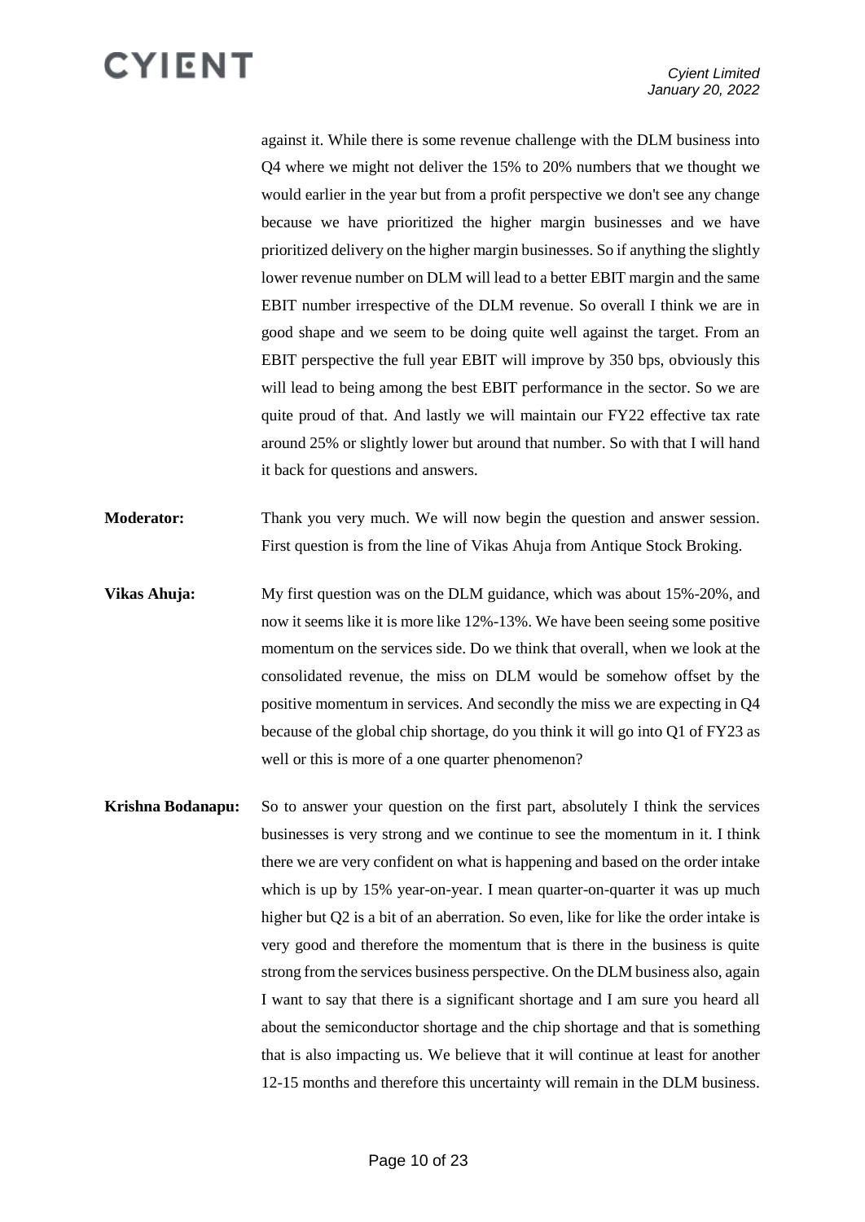against it. While there is some revenue challenge with the DLM business into Q4 where we might not deliver the 15% to 20% numbers that we thought we would earlier in the year but from a profit perspective we don't see any change because we have prioritized the higher margin businesses and we have prioritized delivery on the higher margin businesses. So if anything the slightly lower revenue number on DLM will lead to a better EBIT margin and the same EBIT number irrespective of the DLM revenue. So overall I think we are in good shape and we seem to be doing quite well against the target. From an EBIT perspective the full year EBIT will improve by 350 bps, obviously this will lead to being among the best EBIT performance in the sector. So we are quite proud of that. And lastly we will maintain our FY22 effective tax rate around 25% or slightly lower but around that number. So with that I will hand it back for questions and answers.

**Moderator:** Thank you very much. We will now begin the question and answer session. First question is from the line of Vikas Ahuja from Antique Stock Broking.

**Vikas Ahuja:** My first question was on the DLM guidance, which was about 15%-20%, and now it seems like it is more like 12%-13%. We have been seeing some positive momentum on the services side. Do we think that overall, when we look at the consolidated revenue, the miss on DLM would be somehow offset by the positive momentum in services. And secondly the miss we are expecting in Q4 because of the global chip shortage, do you think it will go into Q1 of FY23 as well or this is more of a one quarter phenomenon?

**Krishna Bodanapu:** So to answer your question on the first part, absolutely I think the services businesses is very strong and we continue to see the momentum in it. I think there we are very confident on what is happening and based on the order intake which is up by 15% year-on-year. I mean quarter-on-quarter it was up much higher but Q2 is a bit of an aberration. So even, like for like the order intake is very good and therefore the momentum that is there in the business is quite strong from the services business perspective. On the DLM business also, again I want to say that there is a significant shortage and I am sure you heard all about the semiconductor shortage and the chip shortage and that is something that is also impacting us. We believe that it will continue at least for another 12-15 months and therefore this uncertainty will remain in the DLM business.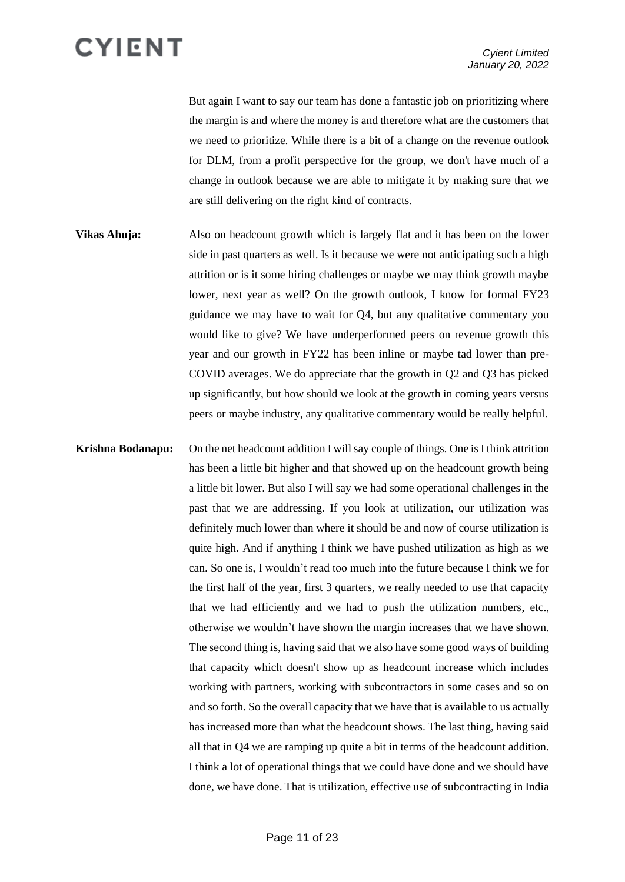But again I want to say our team has done a fantastic job on prioritizing where the margin is and where the money is and therefore what are the customers that we need to prioritize. While there is a bit of a change on the revenue outlook for DLM, from a profit perspective for the group, we don't have much of a change in outlook because we are able to mitigate it by making sure that we are still delivering on the right kind of contracts.

**Vikas Ahuja:** Also on headcount growth which is largely flat and it has been on the lower side in past quarters as well. Is it because we were not anticipating such a high attrition or is it some hiring challenges or maybe we may think growth maybe lower, next year as well? On the growth outlook, I know for formal FY23 guidance we may have to wait for Q4, but any qualitative commentary you would like to give? We have underperformed peers on revenue growth this year and our growth in FY22 has been inline or maybe tad lower than pre-COVID averages. We do appreciate that the growth in Q2 and Q3 has picked up significantly, but how should we look at the growth in coming years versus peers or maybe industry, any qualitative commentary would be really helpful.

**Krishna Bodanapu:** On the net headcount addition I will say couple of things. One is I think attrition has been a little bit higher and that showed up on the headcount growth being a little bit lower. But also I will say we had some operational challenges in the past that we are addressing. If you look at utilization, our utilization was definitely much lower than where it should be and now of course utilization is quite high. And if anything I think we have pushed utilization as high as we can. So one is, I wouldn't read too much into the future because I think we for the first half of the year, first 3 quarters, we really needed to use that capacity that we had efficiently and we had to push the utilization numbers, etc., otherwise we wouldn't have shown the margin increases that we have shown. The second thing is, having said that we also have some good ways of building that capacity which doesn't show up as headcount increase which includes working with partners, working with subcontractors in some cases and so on and so forth. So the overall capacity that we have that is available to us actually has increased more than what the headcount shows. The last thing, having said all that in Q4 we are ramping up quite a bit in terms of the headcount addition. I think a lot of operational things that we could have done and we should have done, we have done. That is utilization, effective use of subcontracting in India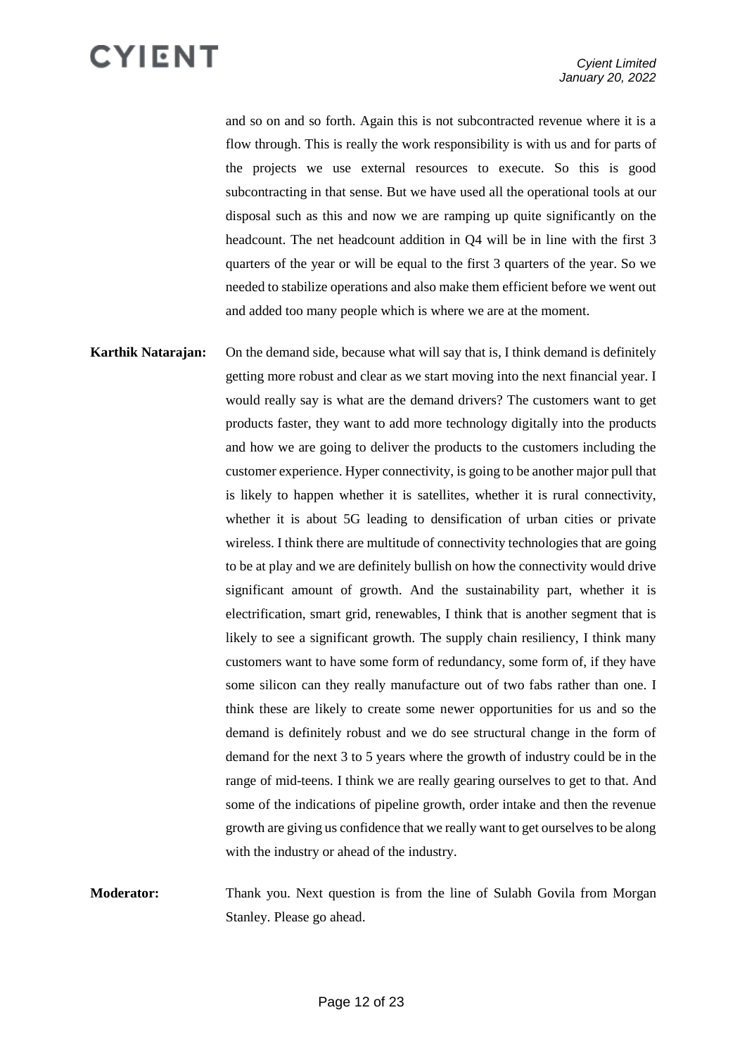and so on and so forth. Again this is not subcontracted revenue where it is a flow through. This is really the work responsibility is with us and for parts of the projects we use external resources to execute. So this is good subcontracting in that sense. But we have used all the operational tools at our disposal such as this and now we are ramping up quite significantly on the headcount. The net headcount addition in Q4 will be in line with the first 3 quarters of the year or will be equal to the first 3 quarters of the year. So we needed to stabilize operations and also make them efficient before we went out and added too many people which is where we are at the moment.

**Karthik Natarajan:** On the demand side, because what will say that is, I think demand is definitely getting more robust and clear as we start moving into the next financial year. I would really say is what are the demand drivers? The customers want to get products faster, they want to add more technology digitally into the products and how we are going to deliver the products to the customers including the customer experience. Hyper connectivity, is going to be another major pull that is likely to happen whether it is satellites, whether it is rural connectivity, whether it is about 5G leading to densification of urban cities or private wireless. I think there are multitude of connectivity technologies that are going to be at play and we are definitely bullish on how the connectivity would drive significant amount of growth. And the sustainability part, whether it is electrification, smart grid, renewables, I think that is another segment that is likely to see a significant growth. The supply chain resiliency, I think many customers want to have some form of redundancy, some form of, if they have some silicon can they really manufacture out of two fabs rather than one. I think these are likely to create some newer opportunities for us and so the demand is definitely robust and we do see structural change in the form of demand for the next 3 to 5 years where the growth of industry could be in the range of mid-teens. I think we are really gearing ourselves to get to that. And some of the indications of pipeline growth, order intake and then the revenue growth are giving us confidence that we really want to get ourselves to be along with the industry or ahead of the industry.

**Moderator:** Thank you. Next question is from the line of Sulabh Govila from Morgan Stanley. Please go ahead.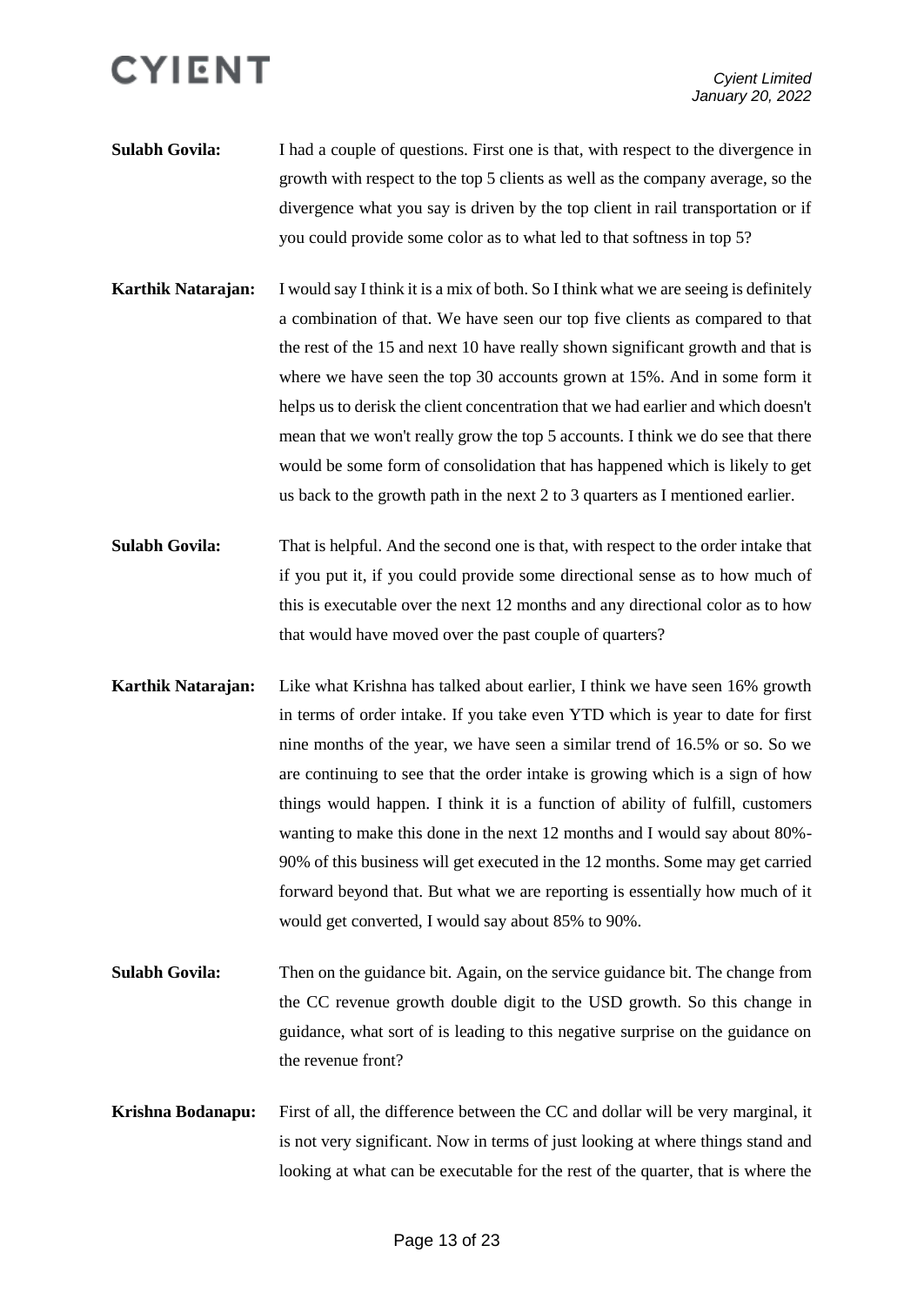**Sulabh Govila:** I had a couple of questions. First one is that, with respect to the divergence in growth with respect to the top 5 clients as well as the company average, so the divergence what you say is driven by the top client in rail transportation or if you could provide some color as to what led to that softness in top 5?

**Karthik Natarajan:** I would say I think it is a mix of both. So I think what we are seeing is definitely a combination of that. We have seen our top five clients as compared to that the rest of the 15 and next 10 have really shown significant growth and that is where we have seen the top 30 accounts grown at 15%. And in some form it helps us to derisk the client concentration that we had earlier and which doesn't mean that we won't really grow the top 5 accounts. I think we do see that there would be some form of consolidation that has happened which is likely to get us back to the growth path in the next 2 to 3 quarters as I mentioned earlier.

**Sulabh Govila:** That is helpful. And the second one is that, with respect to the order intake that if you put it, if you could provide some directional sense as to how much of this is executable over the next 12 months and any directional color as to how that would have moved over the past couple of quarters?

**Karthik Natarajan:** Like what Krishna has talked about earlier, I think we have seen 16% growth in terms of order intake. If you take even YTD which is year to date for first nine months of the year, we have seen a similar trend of 16.5% or so. So we are continuing to see that the order intake is growing which is a sign of how things would happen. I think it is a function of ability of fulfill, customers wanting to make this done in the next 12 months and I would say about 80%-90% of this business will get executed in the 12 months. Some may get carried forward beyond that. But what we are reporting is essentially how much of it would get converted, I would say about 85% to 90%.

**Sulabh Govila:** Then on the guidance bit. Again, on the service guidance bit. The change from the CC revenue growth double digit to the USD growth. So this change in guidance, what sort of is leading to this negative surprise on the guidance on the revenue front?

**Krishna Bodanapu:** First of all, the difference between the CC and dollar will be very marginal, it is not very significant. Now in terms of just looking at where things stand and looking at what can be executable for the rest of the quarter, that is where the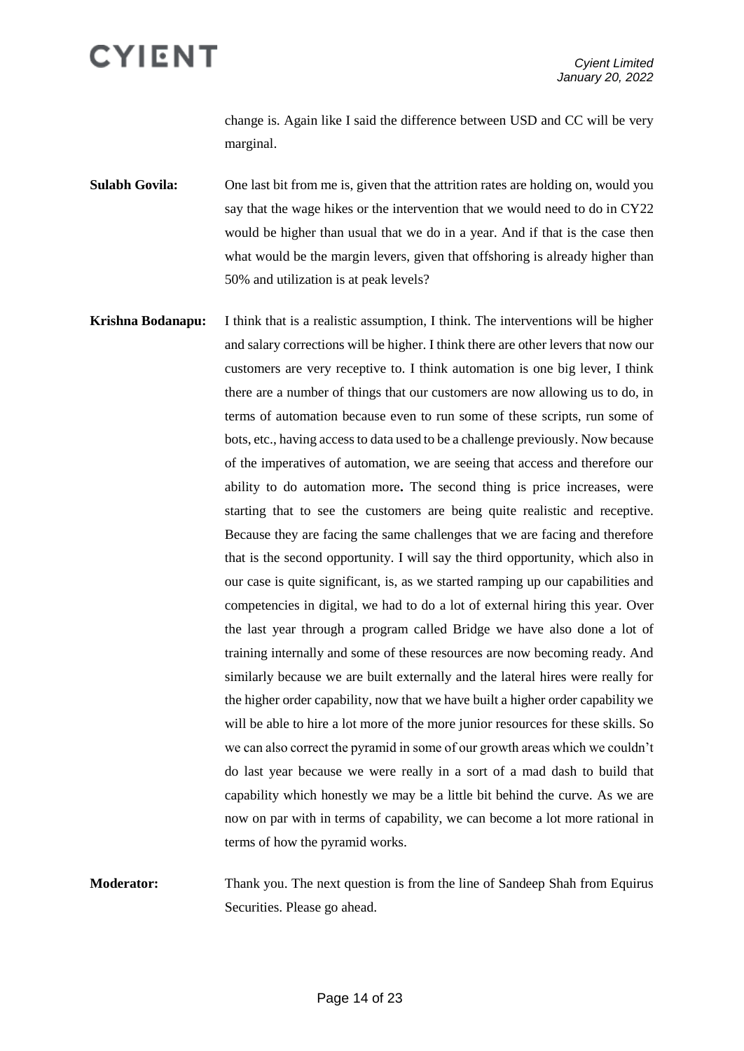change is. Again like I said the difference between USD and CC will be very marginal.

**Sulabh Govila:** One last bit from me is, given that the attrition rates are holding on, would you say that the wage hikes or the intervention that we would need to do in CY22 would be higher than usual that we do in a year. And if that is the case then what would be the margin levers, given that offshoring is already higher than 50% and utilization is at peak levels?

**Krishna Bodanapu:** I think that is a realistic assumption, I think. The interventions will be higher and salary corrections will be higher. I think there are other levers that now our customers are very receptive to. I think automation is one big lever, I think there are a number of things that our customers are now allowing us to do, in terms of automation because even to run some of these scripts, run some of bots, etc., having access to data used to be a challenge previously. Now because of the imperatives of automation, we are seeing that access and therefore our ability to do automation more**.** The second thing is price increases, were starting that to see the customers are being quite realistic and receptive. Because they are facing the same challenges that we are facing and therefore that is the second opportunity. I will say the third opportunity, which also in our case is quite significant, is, as we started ramping up our capabilities and competencies in digital, we had to do a lot of external hiring this year. Over the last year through a program called Bridge we have also done a lot of training internally and some of these resources are now becoming ready. And similarly because we are built externally and the lateral hires were really for the higher order capability, now that we have built a higher order capability we will be able to hire a lot more of the more junior resources for these skills. So we can also correct the pyramid in some of our growth areas which we couldn't do last year because we were really in a sort of a mad dash to build that capability which honestly we may be a little bit behind the curve. As we are now on par with in terms of capability, we can become a lot more rational in terms of how the pyramid works.

**Moderator:** Thank you. The next question is from the line of Sandeep Shah from Equirus Securities. Please go ahead.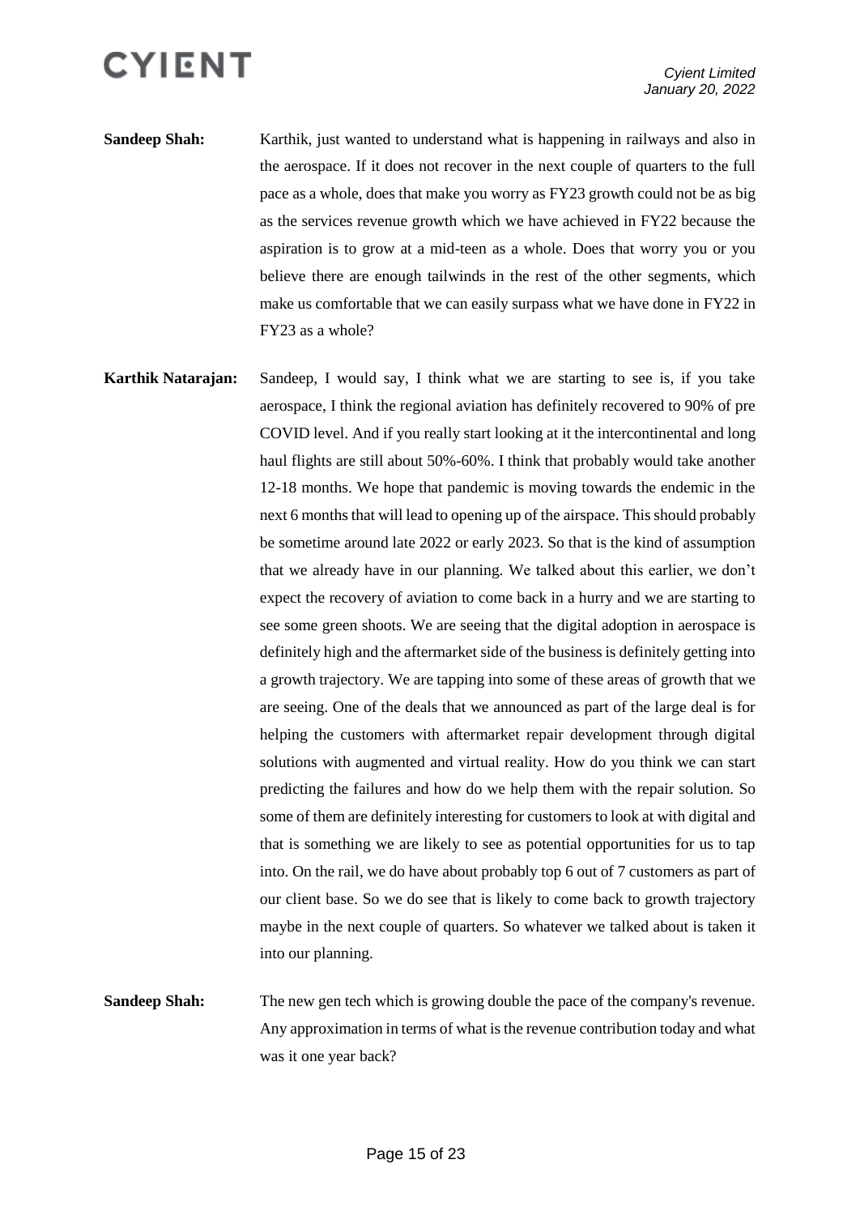**Sandeep Shah:** Karthik, just wanted to understand what is happening in railways and also in the aerospace. If it does not recover in the next couple of quarters to the full pace as a whole, does that make you worry as FY23 growth could not be as big as the services revenue growth which we have achieved in FY22 because the aspiration is to grow at a mid-teen as a whole. Does that worry you or you believe there are enough tailwinds in the rest of the other segments, which make us comfortable that we can easily surpass what we have done in FY22 in FY23 as a whole?

**Karthik Natarajan:** Sandeep, I would say, I think what we are starting to see is, if you take aerospace, I think the regional aviation has definitely recovered to 90% of pre COVID level. And if you really start looking at it the intercontinental and long haul flights are still about 50%-60%. I think that probably would take another 12-18 months. We hope that pandemic is moving towards the endemic in the next 6 months that will lead to opening up of the airspace. This should probably be sometime around late 2022 or early 2023. So that is the kind of assumption that we already have in our planning. We talked about this earlier, we don't expect the recovery of aviation to come back in a hurry and we are starting to see some green shoots. We are seeing that the digital adoption in aerospace is definitely high and the aftermarket side of the business is definitely getting into a growth trajectory. We are tapping into some of these areas of growth that we are seeing. One of the deals that we announced as part of the large deal is for helping the customers with aftermarket repair development through digital solutions with augmented and virtual reality. How do you think we can start predicting the failures and how do we help them with the repair solution. So some of them are definitely interesting for customers to look at with digital and that is something we are likely to see as potential opportunities for us to tap into. On the rail, we do have about probably top 6 out of 7 customers as part of our client base. So we do see that is likely to come back to growth trajectory maybe in the next couple of quarters. So whatever we talked about is taken it into our planning.

**Sandeep Shah:** The new gen tech which is growing double the pace of the company's revenue. Any approximation in terms of what is the revenue contribution today and what was it one year back?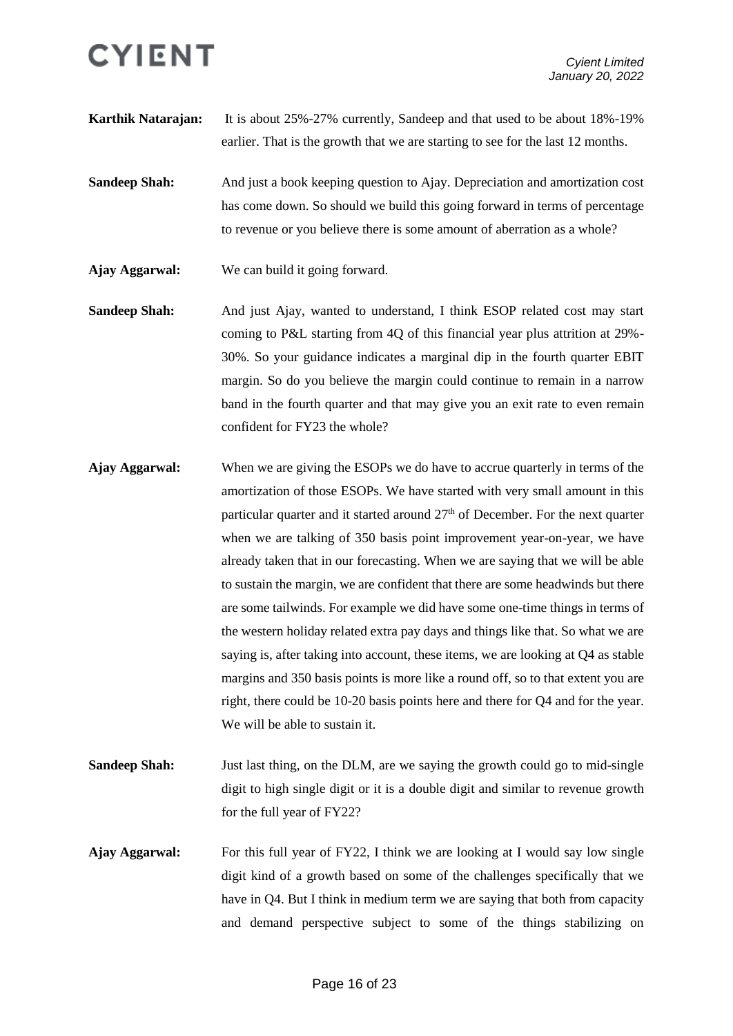**Karthik Natarajan:** It is about 25%-27% currently, Sandeep and that used to be about 18%-19% earlier. That is the growth that we are starting to see for the last 12 months.

**Sandeep Shah:** And just a book keeping question to Ajay. Depreciation and amortization cost has come down. So should we build this going forward in terms of percentage to revenue or you believe there is some amount of aberration as a whole?

**Ajay Aggarwal:** We can build it going forward.

**Sandeep Shah:** And just Ajay, wanted to understand, I think ESOP related cost may start coming to P&L starting from 4Q of this financial year plus attrition at 29%-30%. So your guidance indicates a marginal dip in the fourth quarter EBIT margin. So do you believe the margin could continue to remain in a narrow band in the fourth quarter and that may give you an exit rate to even remain confident for FY23 the whole?

**Ajay Aggarwal:** When we are giving the ESOPs we do have to accrue quarterly in terms of the amortization of those ESOPs. We have started with very small amount in this particular quarter and it started around 27th of December. For the next quarter when we are talking of 350 basis point improvement year-on-year, we have already taken that in our forecasting. When we are saying that we will be able to sustain the margin, we are confident that there are some headwinds but there are some tailwinds. For example we did have some one-time things in terms of the western holiday related extra pay days and things like that. So what we are saying is, after taking into account, these items, we are looking at Q4 as stable margins and 350 basis points is more like a round off, so to that extent you are right, there could be 10-20 basis points here and there for Q4 and for the year. We will be able to sustain it.

**Sandeep Shah:** Just last thing, on the DLM, are we saying the growth could go to mid-single digit to high single digit or it is a double digit and similar to revenue growth for the full year of FY22?

**Ajay Aggarwal:** For this full year of FY22, I think we are looking at I would say low single digit kind of a growth based on some of the challenges specifically that we have in Q4. But I think in medium term we are saying that both from capacity and demand perspective subject to some of the things stabilizing on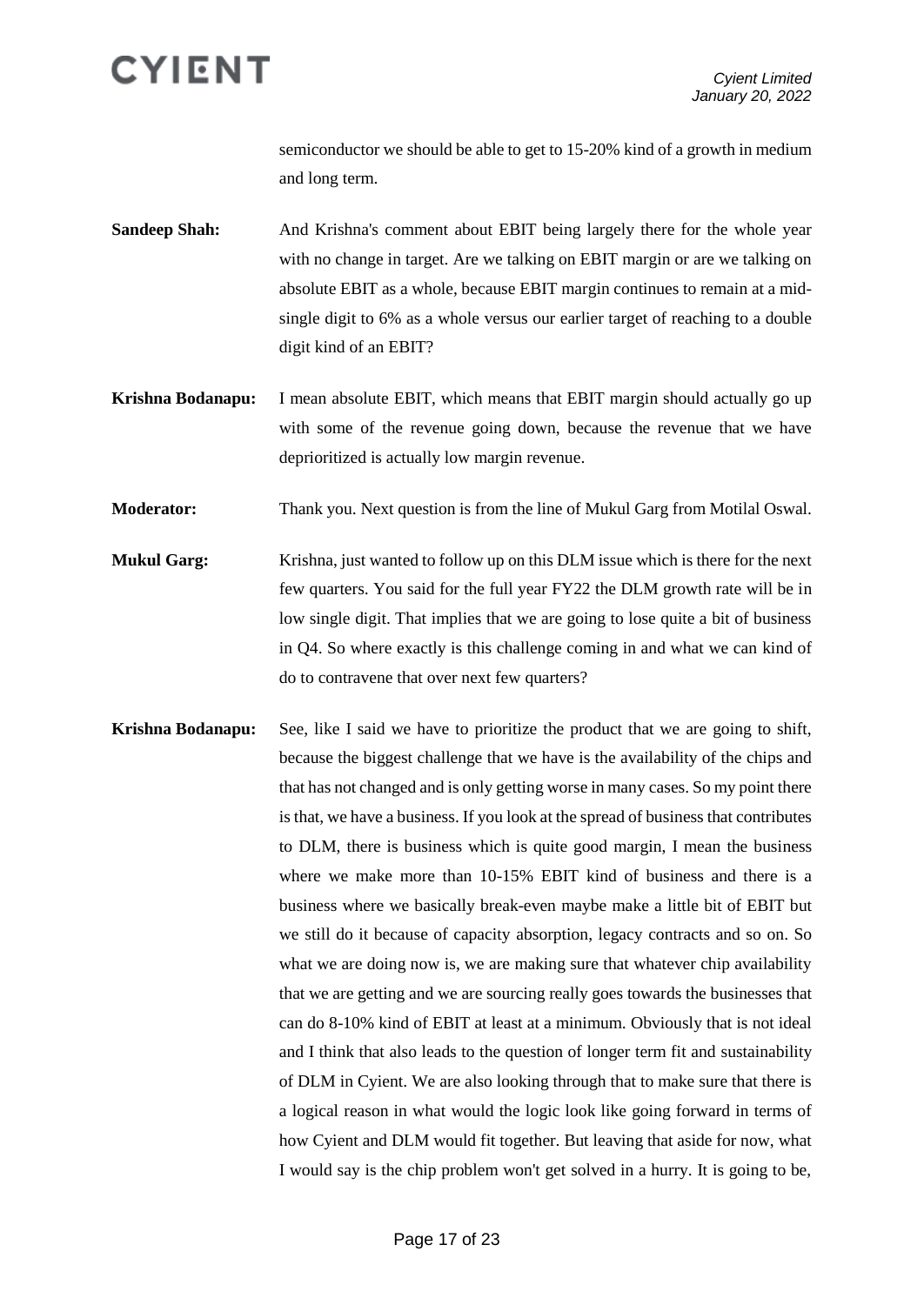semiconductor we should be able to get to 15-20% kind of a growth in medium and long term.

**Sandeep Shah:** And Krishna's comment about EBIT being largely there for the whole year with no change in target. Are we talking on EBIT margin or are we talking on absolute EBIT as a whole, because EBIT margin continues to remain at a mid-single digit to 6% as a whole versus our earlier target of reaching to a double digit kind of an EBIT?

**Krishna Bodanapu:** I mean absolute EBIT, which means that EBIT margin should actually go up with some of the revenue going down, because the revenue that we have deprioritized is actually low margin revenue.

**Moderator:** Thank you. Next question is from the line of Mukul Garg from Motilal Oswal.

**Mukul Garg:** Krishna, just wanted to follow up on this DLM issue which is there for the next few quarters. You said for the full year FY22 the DLM growth rate will be in low single digit. That implies that we are going to lose quite a bit of business in Q4. So where exactly is this challenge coming in and what we can kind of do to contravene that over next few quarters?

**Krishna Bodanapu:** See, like I said we have to prioritize the product that we are going to shift, because the biggest challenge that we have is the availability of the chips and that has not changed and is only getting worse in many cases. So my point there is that, we have a business. If you look at the spread of business that contributes to DLM, there is business which is quite good margin, I mean the business where we make more than 10-15% EBIT kind of business and there is a business where we basically break-even maybe make a little bit of EBIT but we still do it because of capacity absorption, legacy contracts and so on. So what we are doing now is, we are making sure that whatever chip availability that we are getting and we are sourcing really goes towards the businesses that can do 8-10% kind of EBIT at least at a minimum. Obviously that is not ideal and I think that also leads to the question of longer term fit and sustainability of DLM in Cyient. We are also looking through that to make sure that there is a logical reason in what would the logic look like going forward in terms of how Cyient and DLM would fit together. But leaving that aside for now, what I would say is the chip problem won't get solved in a hurry. It is going to be,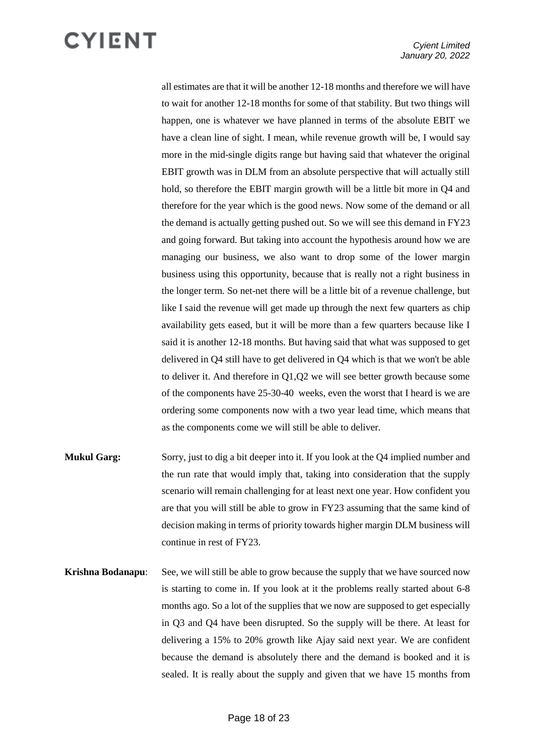all estimates are that it will be another 12-18 months and therefore we will have to wait for another 12-18 months for some of that stability. But two things will happen, one is whatever we have planned in terms of the absolute EBIT we have a clean line of sight. I mean, while revenue growth will be, I would say more in the mid-single digits range but having said that whatever the original EBIT growth was in DLM from an absolute perspective that will actually still hold, so therefore the EBIT margin growth will be a little bit more in Q4 and therefore for the year which is the good news. Now some of the demand or all the demand is actually getting pushed out. So we will see this demand in FY23 and going forward. But taking into account the hypothesis around how we are managing our business, we also want to drop some of the lower margin business using this opportunity, because that is really not a right business in the longer term. So net-net there will be a little bit of a revenue challenge, but like I said the revenue will get made up through the next few quarters as chip availability gets eased, but it will be more than a few quarters because like I said it is another 12-18 months. But having said that what was supposed to get delivered in Q4 still have to get delivered in Q4 which is that we won't be able to deliver it. And therefore in Q1,Q2 we will see better growth because some of the components have 25-30-40 weeks, even the worst that I heard is we are ordering some components now with a two year lead time, which means that as the components come we will still be able to deliver.

**Mukul Garg:** Sorry, just to dig a bit deeper into it. If you look at the Q4 implied number and the run rate that would imply that, taking into consideration that the supply scenario will remain challenging for at least next one year. How confident you are that you will still be able to grow in FY23 assuming that the same kind of decision making in terms of priority towards higher margin DLM business will continue in rest of FY23.

**Krishna Bodanapu**: See, we will still be able to grow because the supply that we have sourced now is starting to come in. If you look at it the problems really started about 6-8 months ago. So a lot of the supplies that we now are supposed to get especially in Q3 and Q4 have been disrupted. So the supply will be there. At least for delivering a 15% to 20% growth like Ajay said next year. We are confident because the demand is absolutely there and the demand is booked and it is sealed. It is really about the supply and given that we have 15 months from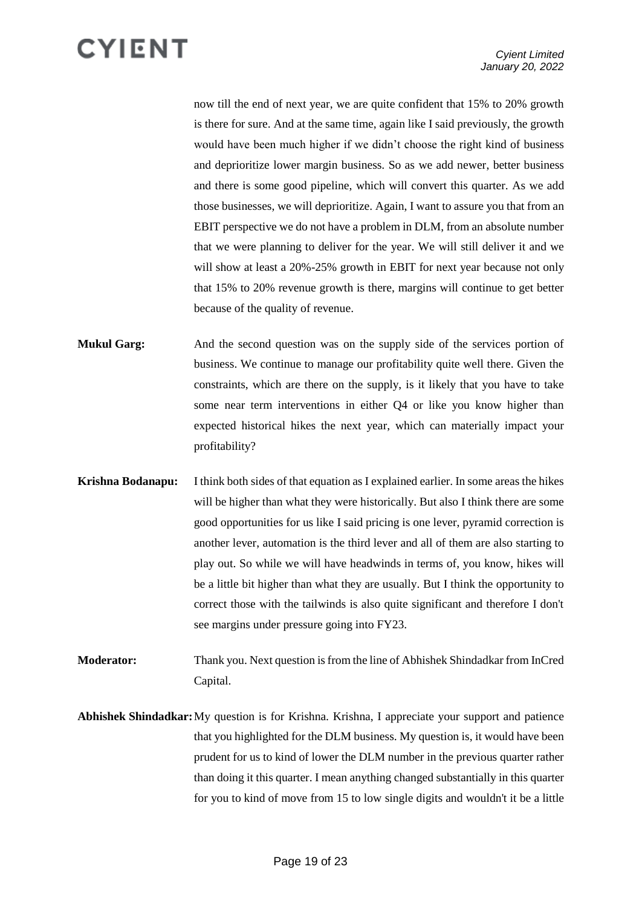now till the end of next year, we are quite confident that 15% to 20% growth is there for sure. And at the same time, again like I said previously, the growth would have been much higher if we didn't choose the right kind of business and deprioritize lower margin business. So as we add newer, better business and there is some good pipeline, which will convert this quarter. As we add those businesses, we will deprioritize. Again, I want to assure you that from an EBIT perspective we do not have a problem in DLM, from an absolute number that we were planning to deliver for the year. We will still deliver it and we will show at least a 20%-25% growth in EBIT for next year because not only that 15% to 20% revenue growth is there, margins will continue to get better because of the quality of revenue.

**Mukul Garg:** And the second question was on the supply side of the services portion of business. We continue to manage our profitability quite well there. Given the constraints, which are there on the supply, is it likely that you have to take some near term interventions in either Q4 or like you know higher than expected historical hikes the next year, which can materially impact your profitability?

**Krishna Bodanapu:** I think both sides of that equation as I explained earlier. In some areas the hikes will be higher than what they were historically. But also I think there are some good opportunities for us like I said pricing is one lever, pyramid correction is another lever, automation is the third lever and all of them are also starting to play out. So while we will have headwinds in terms of, you know, hikes will be a little bit higher than what they are usually. But I think the opportunity to correct those with the tailwinds is also quite significant and therefore I don't see margins under pressure going into FY23.

**Moderator:** Thank you. Next question is from the line of Abhishek Shindadkar from InCred Capital.

**Abhishek Shindadkar:** My question is for Krishna. Krishna, I appreciate your support and patience that you highlighted for the DLM business. My question is, it would have been prudent for us to kind of lower the DLM number in the previous quarter rather than doing it this quarter. I mean anything changed substantially in this quarter for you to kind of move from 15 to low single digits and wouldn't it be a little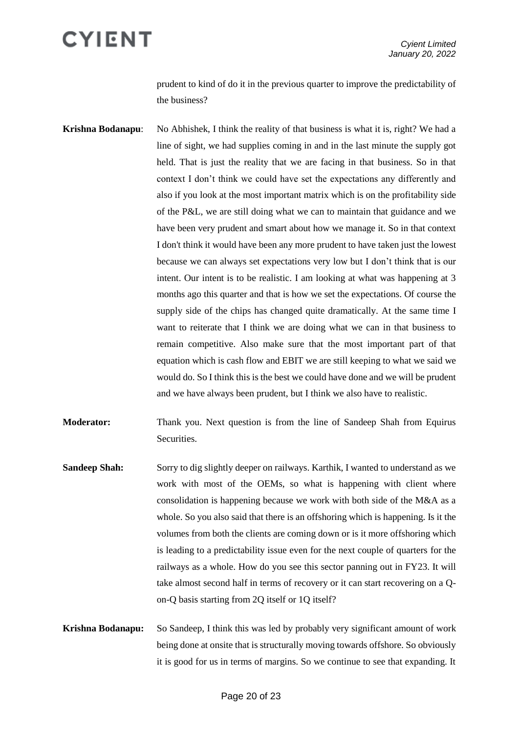prudent to kind of do it in the previous quarter to improve the predictability of the business?

**Krishna Bodanapu**: No Abhishek, I think the reality of that business is what it is, right? We had a line of sight, we had supplies coming in and in the last minute the supply got held. That is just the reality that we are facing in that business. So in that context I don't think we could have set the expectations any differently and also if you look at the most important matrix which is on the profitability side of the P&L, we are still doing what we can to maintain that guidance and we have been very prudent and smart about how we manage it. So in that context I don't think it would have been any more prudent to have taken just the lowest because we can always set expectations very low but I don't think that is our intent. Our intent is to be realistic. I am looking at what was happening at 3 months ago this quarter and that is how we set the expectations. Of course the supply side of the chips has changed quite dramatically. At the same time I want to reiterate that I think we are doing what we can in that business to remain competitive. Also make sure that the most important part of that equation which is cash flow and EBIT we are still keeping to what we said we would do. So I think this is the best we could have done and we will be prudent and we have always been prudent, but I think we also have to realistic.

**Moderator:** Thank you. Next question is from the line of Sandeep Shah from Equirus Securities.

**Sandeep Shah:** Sorry to dig slightly deeper on railways. Karthik, I wanted to understand as we work with most of the OEMs, so what is happening with client where consolidation is happening because we work with both side of the M&A as a whole. So you also said that there is an offshoring which is happening. Is it the volumes from both the clients are coming down or is it more offshoring which is leading to a predictability issue even for the next couple of quarters for the railways as a whole. How do you see this sector panning out in FY23. It will take almost second half in terms of recovery or it can start recovering on a Q-on-Q basis starting from 2Q itself or 1Q itself?

**Krishna Bodanapu:** So Sandeep, I think this was led by probably very significant amount of work being done at onsite that is structurally moving towards offshore. So obviously it is good for us in terms of margins. So we continue to see that expanding. It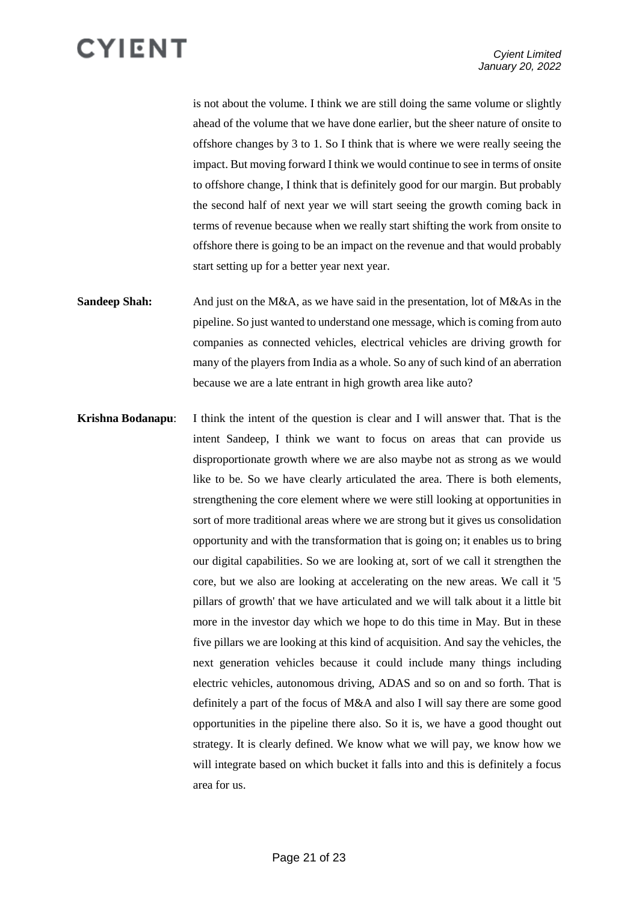is not about the volume. I think we are still doing the same volume or slightly ahead of the volume that we have done earlier, but the sheer nature of onsite to offshore changes by 3 to 1. So I think that is where we were really seeing the impact. But moving forward I think we would continue to see in terms of onsite to offshore change, I think that is definitely good for our margin. But probably the second half of next year we will start seeing the growth coming back in terms of revenue because when we really start shifting the work from onsite to offshore there is going to be an impact on the revenue and that would probably start setting up for a better year next year.

**Sandeep Shah:** And just on the M&A, as we have said in the presentation, lot of M&As in the pipeline. So just wanted to understand one message, which is coming from auto companies as connected vehicles, electrical vehicles are driving growth for many of the players from India as a whole. So any of such kind of an aberration because we are a late entrant in high growth area like auto?

**Krishna Bodanapu**: I think the intent of the question is clear and I will answer that. That is the intent Sandeep, I think we want to focus on areas that can provide us disproportionate growth where we are also maybe not as strong as we would like to be. So we have clearly articulated the area. There is both elements, strengthening the core element where we were still looking at opportunities in sort of more traditional areas where we are strong but it gives us consolidation opportunity and with the transformation that is going on; it enables us to bring our digital capabilities. So we are looking at, sort of we call it strengthen the core, but we also are looking at accelerating on the new areas. We call it '5 pillars of growth' that we have articulated and we will talk about it a little bit more in the investor day which we hope to do this time in May. But in these five pillars we are looking at this kind of acquisition. And say the vehicles, the next generation vehicles because it could include many things including electric vehicles, autonomous driving, ADAS and so on and so forth. That is definitely a part of the focus of M&A and also I will say there are some good opportunities in the pipeline there also. So it is, we have a good thought out strategy. It is clearly defined. We know what we will pay, we know how we will integrate based on which bucket it falls into and this is definitely a focus area for us.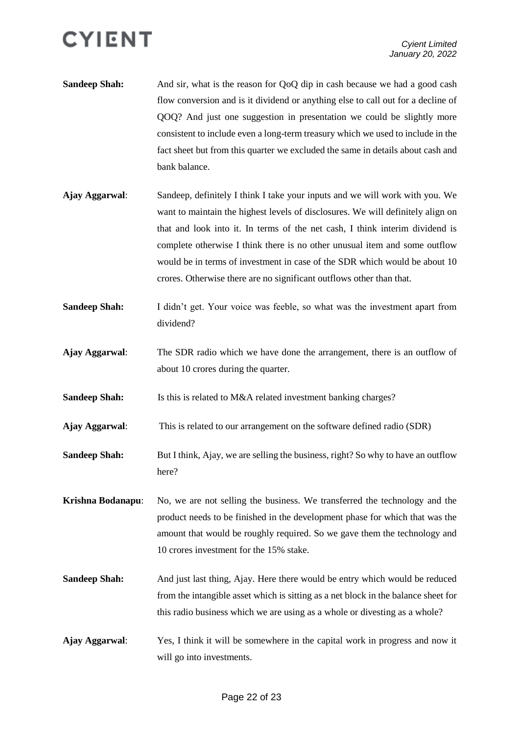**Sandeep Shah:** And sir, what is the reason for QoQ dip in cash because we had a good cash flow conversion and is it dividend or anything else to call out for a decline of QOQ? And just one suggestion in presentation we could be slightly more consistent to include even a long-term treasury which we used to include in the fact sheet but from this quarter we excluded the same in details about cash and bank balance.

**Ajay Aggarwal**: Sandeep, definitely I think I take your inputs and we will work with you. We want to maintain the highest levels of disclosures. We will definitely align on that and look into it. In terms of the net cash, I think interim dividend is complete otherwise I think there is no other unusual item and some outflow would be in terms of investment in case of the SDR which would be about 10 crores. Otherwise there are no significant outflows other than that.

**Sandeep Shah:** I didn't get. Your voice was feeble, so what was the investment apart from dividend?

**Ajay Aggarwal**: The SDR radio which we have done the arrangement, there is an outflow of about 10 crores during the quarter.

**Sandeep Shah:** Is this is related to M&A related investment banking charges?

**Ajay Aggarwal**: This is related to our arrangement on the software defined radio (SDR)

**Sandeep Shah:** But I think, Ajay, we are selling the business, right? So why to have an outflow here?

**Krishna Bodanapu**: No, we are not selling the business. We transferred the technology and the product needs to be finished in the development phase for which that was the amount that would be roughly required. So we gave them the technology and 10 crores investment for the 15% stake.

**Sandeep Shah:** And just last thing, Ajay. Here there would be entry which would be reduced from the intangible asset which is sitting as a net block in the balance sheet for this radio business which we are using as a whole or divesting as a whole?

**Ajay Aggarwal**: Yes, I think it will be somewhere in the capital work in progress and now it will go into investments.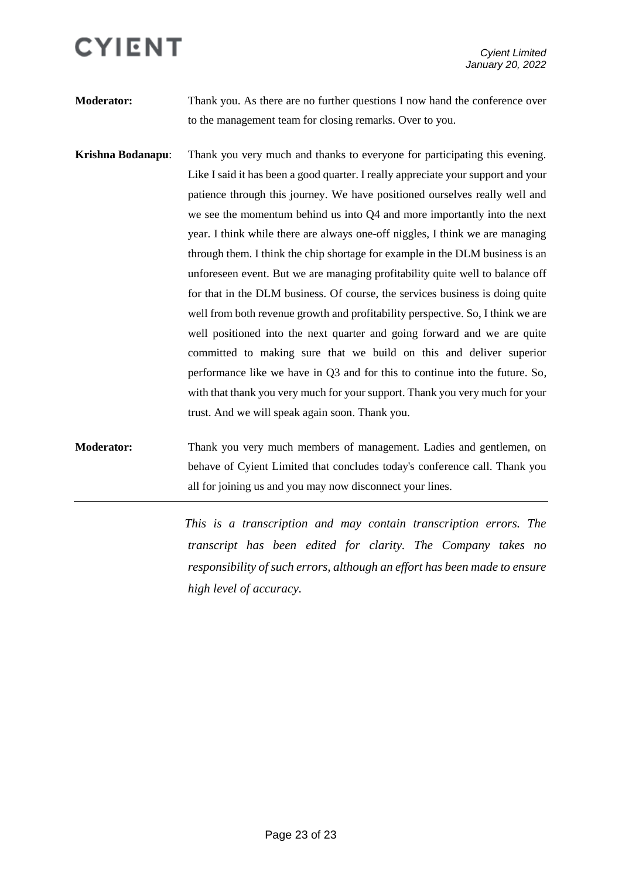**Moderator:** Thank you. As there are no further questions I now hand the conference over to the management team for closing remarks. Over to you.

**Krishna Bodanapu**: Thank you very much and thanks to everyone for participating this evening. Like I said it has been a good quarter. I really appreciate your support and your patience through this journey. We have positioned ourselves really well and we see the momentum behind us into Q4 and more importantly into the next year. I think while there are always one-off niggles, I think we are managing through them. I think the chip shortage for example in the DLM business is an unforeseen event. But we are managing profitability quite well to balance off for that in the DLM business. Of course, the services business is doing quite well from both revenue growth and profitability perspective. So, I think we are well positioned into the next quarter and going forward and we are quite committed to making sure that we build on this and deliver superior performance like we have in Q3 and for this to continue into the future. So, with that thank you very much for your support. Thank you very much for your trust. And we will speak again soon. Thank you.

**Moderator:** Thank you very much members of management. Ladies and gentlemen, on behave of Cyient Limited that concludes today's conference call. Thank you all for joining us and you may now disconnect your lines.

---

*This is a transcription and may contain transcription errors. The transcript has been edited for clarity. The Company takes no responsibility of such errors, although an effort has been made to ensure high level of accuracy.*